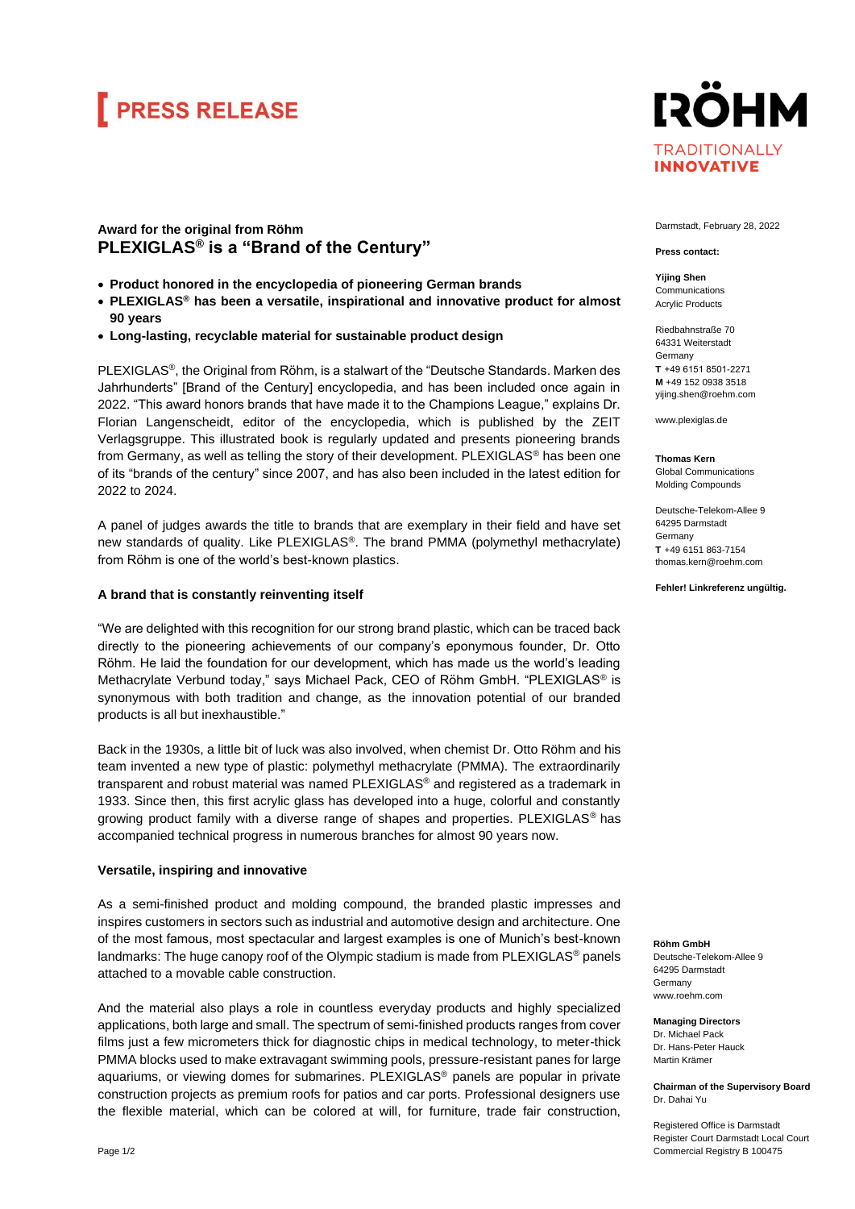# PRESS RELEASE

RÖHM
TRADITIONALLY
INNOVATIVE

Darmstadt, February 28, 2022

**Press contact:**

**Yijing Shen**
Communications
Acrylic Products

Riedbahnstraße 70
64331 Weiterstadt
Germany
**T** +49 6151 8501-2271
**M** +49 152 0938 3518
yijing.shen@roehm.com

www.plexiglas.de

**Thomas Kern**
Global Communications
Molding Compounds

Deutsche-Telekom-Allee 9
64295 Darmstadt
Germany
**T** +49 6151 863-7154
thomas.kern@roehm.com

**Fehler! Linkreferenz ungültig.**

**Award for the original from Röhm**
## PLEXIGLAS® is a "Brand of the Century"

- **Product honored in the encyclopedia of pioneering German brands**
- **PLEXIGLAS® has been a versatile, inspirational and innovative product for almost 90 years**
- **Long-lasting, recyclable material for sustainable product design**

PLEXIGLAS®, the Original from Röhm, is a stalwart of the "Deutsche Standards. Marken des Jahrhunderts" [Brand of the Century] encyclopedia, and has been included once again in 2022. "This award honors brands that have made it to the Champions League," explains Dr. Florian Langenscheidt, editor of the encyclopedia, which is published by the ZEIT Verlagsgruppe. This illustrated book is regularly updated and presents pioneering brands from Germany, as well as telling the story of their development. PLEXIGLAS® has been one of its "brands of the century" since 2007, and has also been included in the latest edition for 2022 to 2024.

A panel of judges awards the title to brands that are exemplary in their field and have set new standards of quality. Like PLEXIGLAS®. The brand PMMA (polymethyl methacrylate) from Röhm is one of the world's best-known plastics.

### A brand that is constantly reinventing itself

"We are delighted with this recognition for our strong brand plastic, which can be traced back directly to the pioneering achievements of our company's eponymous founder, Dr. Otto Röhm. He laid the foundation for our development, which has made us the world's leading Methacrylate Verbund today," says Michael Pack, CEO of Röhm GmbH. "PLEXIGLAS® is synonymous with both tradition and change, as the innovation potential of our branded products is all but inexhaustible."

Back in the 1930s, a little bit of luck was also involved, when chemist Dr. Otto Röhm and his team invented a new type of plastic: polymethyl methacrylate (PMMA). The extraordinarily transparent and robust material was named PLEXIGLAS® and registered as a trademark in 1933. Since then, this first acrylic glass has developed into a huge, colorful and constantly growing product family with a diverse range of shapes and properties. PLEXIGLAS® has accompanied technical progress in numerous branches for almost 90 years now.

### Versatile, inspiring and innovative

As a semi-finished product and molding compound, the branded plastic impresses and inspires customers in sectors such as industrial and automotive design and architecture. One of the most famous, most spectacular and largest examples is one of Munich's best-known landmarks: The huge canopy roof of the Olympic stadium is made from PLEXIGLAS® panels attached to a movable cable construction.

And the material also plays a role in countless everyday products and highly specialized applications, both large and small. The spectrum of semi-finished products ranges from cover films just a few micrometers thick for diagnostic chips in medical technology, to meter-thick PMMA blocks used to make extravagant swimming pools, pressure-resistant panes for large aquariums, or viewing domes for submarines. PLEXIGLAS® panels are popular in private construction projects as premium roofs for patios and car ports. Professional designers use the flexible material, which can be colored at will, for furniture, trade fair construction,

**Röhm GmbH**
Deutsche-Telekom-Allee 9
64295 Darmstadt
Germany
www.roehm.com

**Managing Directors**
Dr. Michael Pack
Dr. Hans-Peter Hauck
Martin Krämer

**Chairman of the Supervisory Board**
Dr. Dahai Yu

Registered Office is Darmstadt
Register Court Darmstadt Local Court
Commercial Registry B 100475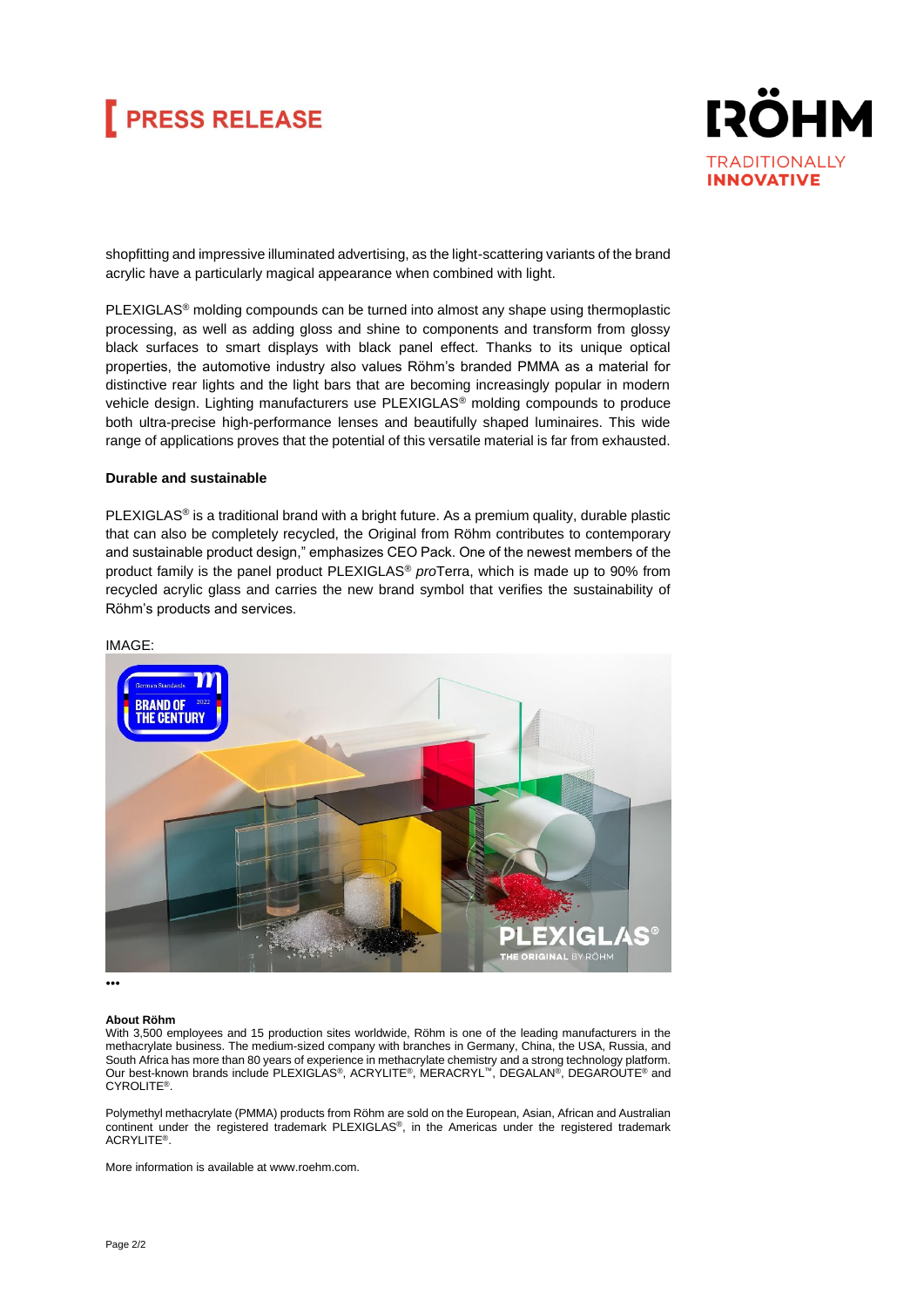shopfitting and impressive illuminated advertising, as the light-scattering variants of the brand acrylic have a particularly magical appearance when combined with light.

PLEXIGLAS® molding compounds can be turned into almost any shape using thermoplastic processing, as well as adding gloss and shine to components and transform from glossy black surfaces to smart displays with black panel effect. Thanks to its unique optical properties, the automotive industry also values Röhm's branded PMMA as a material for distinctive rear lights and the light bars that are becoming increasingly popular in modern vehicle design. Lighting manufacturers use PLEXIGLAS® molding compounds to produce both ultra-precise high-performance lenses and beautifully shaped luminaires. This wide range of applications proves that the potential of this versatile material is far from exhausted.

**Durable and sustainable**

PLEXIGLAS® is a traditional brand with a bright future. As a premium quality, durable plastic that can also be completely recycled, the Original from Röhm contributes to contemporary and sustainable product design," emphasizes CEO Pack. One of the newest members of the product family is the panel product PLEXIGLAS® *pro*Terra, which is made up to 90% from recycled acrylic glass and carries the new brand symbol that verifies the sustainability of Röhm's products and services.

IMAGE:

•••

**About Röhm**
With 3,500 employees and 15 production sites worldwide, Röhm is one of the leading manufacturers in the methacrylate business. The medium-sized company with branches in Germany, China, the USA, Russia, and South Africa has more than 80 years of experience in methacrylate chemistry and a strong technology platform. Our best-known brands include PLEXIGLAS®, ACRYLITE®, MERACRYL™, DEGALAN®, DEGAROUTE® and CYROLITE®.

Polymethyl methacrylate (PMMA) products from Röhm are sold on the European, Asian, African and Australian continent under the registered trademark PLEXIGLAS®, in the Americas under the registered trademark ACRYLITE®.

More information is available at www.roehm.com.